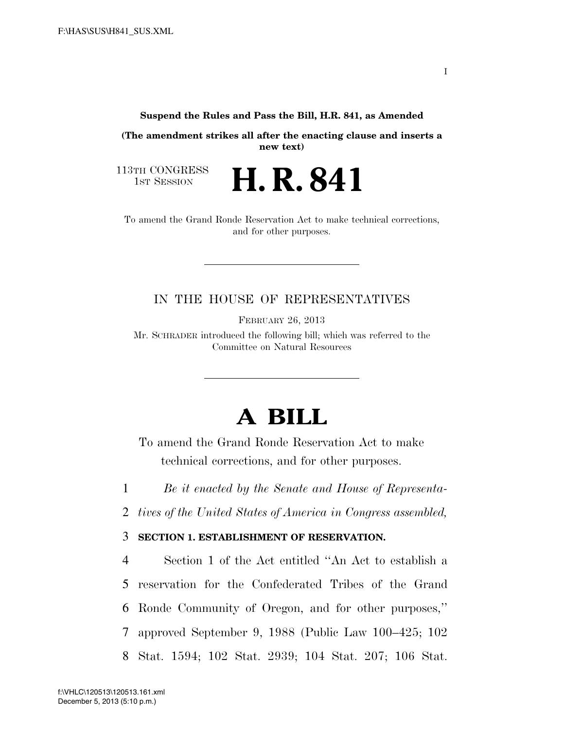**Suspend the Rules and Pass the Bill, H.R. 841, as Amended**

**(The amendment strikes all after the enacting clause and inserts a new text)**

113TH CONGRESS
1ST SESSION

# H. R. 841

To amend the Grand Ronde Reservation Act to make technical corrections, and for other purposes.

IN THE HOUSE OF REPRESENTATIVES

FEBRUARY 26, 2013

Mr. SCHRADER introduced the following bill; which was referred to the Committee on Natural Resources

# A BILL

To amend the Grand Ronde Reservation Act to make technical corrections, and for other purposes.

*Be it enacted by the Senate and House of Representatives of the United States of America in Congress assembled,*

**SECTION 1. ESTABLISHMENT OF RESERVATION.**

Section 1 of the Act entitled "An Act to establish a reservation for the Confederated Tribes of the Grand Ronde Community of Oregon, and for other purposes," approved September 9, 1988 (Public Law 100–425; 102 Stat. 1594; 102 Stat. 2939; 104 Stat. 207; 106 Stat.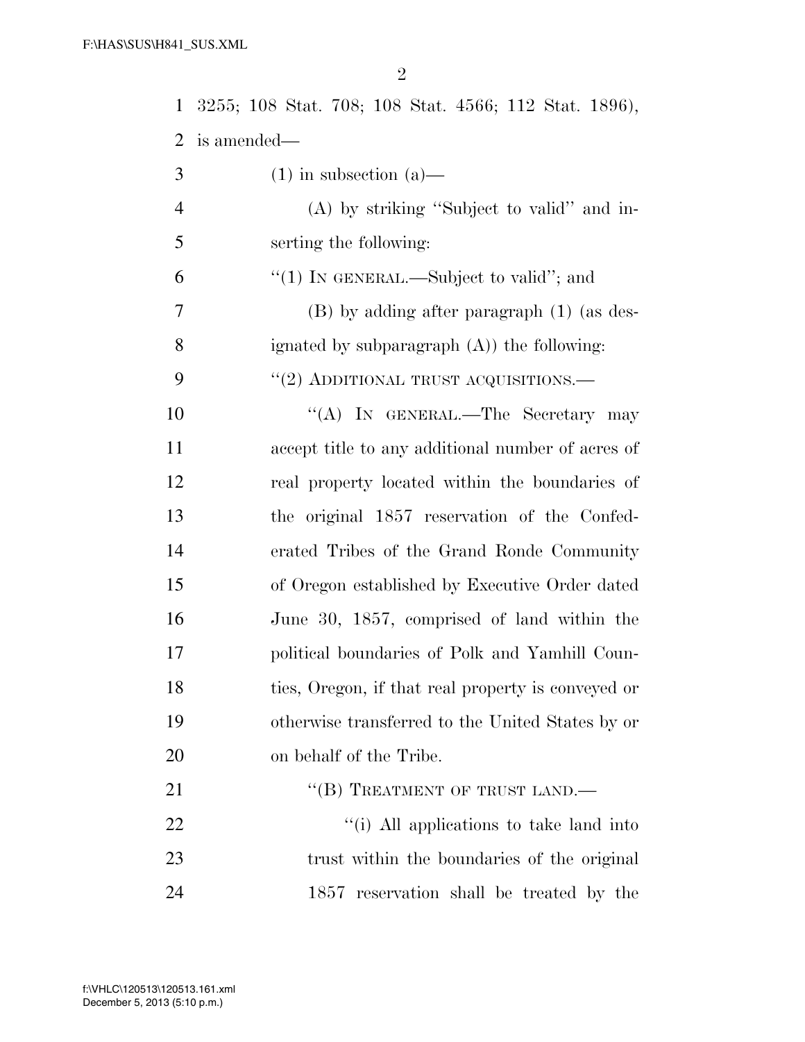3255; 108 Stat. 708; 108 Stat. 4566; 112 Stat. 1896), is amended—

(1) in subsection (a)—

(A) by striking "Subject to valid" and inserting the following:

"(1) IN GENERAL.—Subject to valid"; and

(B) by adding after paragraph (1) (as designated by subparagraph (A)) the following:

"(2) ADDITIONAL TRUST ACQUISITIONS.—

"(A) IN GENERAL.—The Secretary may accept title to any additional number of acres of real property located within the boundaries of the original 1857 reservation of the Confederated Tribes of the Grand Ronde Community of Oregon established by Executive Order dated June 30, 1857, comprised of land within the political boundaries of Polk and Yamhill Counties, Oregon, if that real property is conveyed or otherwise transferred to the United States by or on behalf of the Tribe.

"(B) TREATMENT OF TRUST LAND.—

"(i) All applications to take land into trust within the boundaries of the original 1857 reservation shall be treated by the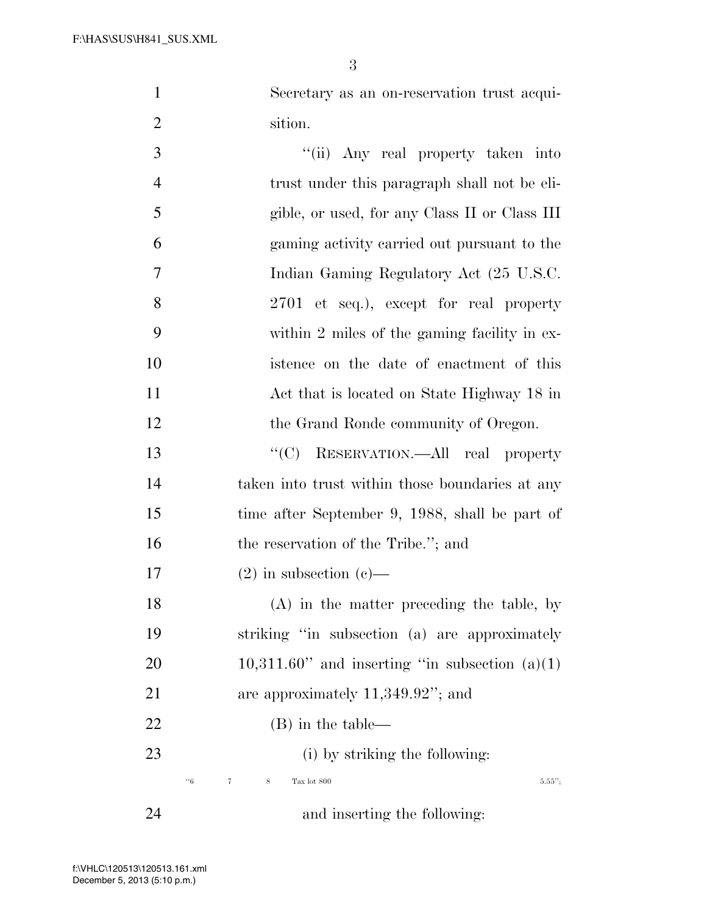Secretary as an on-reservation trust acquisition.

"(ii) Any real property taken into trust under this paragraph shall not be eligible, or used, for any Class II or Class III gaming activity carried out pursuant to the Indian Gaming Regulatory Act (25 U.S.C. 2701 et seq.), except for real property within 2 miles of the gaming facility in existence on the date of enactment of this Act that is located on State Highway 18 in the Grand Ronde community of Oregon.

"(C) RESERVATION.—All real property taken into trust within those boundaries at any time after September 9, 1988, shall be part of the reservation of the Tribe."; and

(2) in subsection (c)—

(A) in the matter preceding the table, by striking "in subsection (a) are approximately 10,311.60" and inserting "in subsection (a)(1) are approximately 11,349.92"; and

(B) in the table—

(i) by striking the following:

| "6 | 7 | 8 | Tax lot 800 | 5.55"; |
|---|---|---|---|---|

and inserting the following: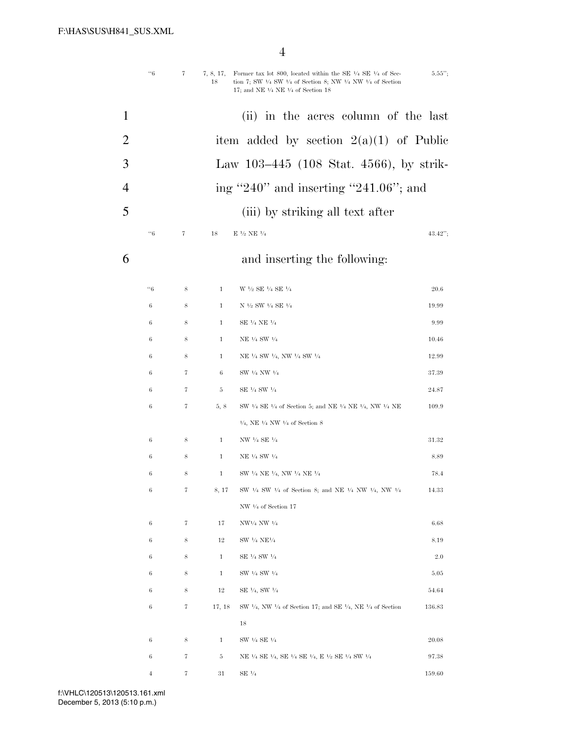| | | | | |
|---|---|---|---|---|
| "6 | 7 | 7, 8, 17, 18 | Former tax lot 800, located within the SE ¼ SE ¼ of Section 7; SW ¼ SW ¼ of Section 8; NW ¼ NW ¼ of Section 17; and NE ¼ NE ¼ of Section 18 | 5.55"; |

(ii) in the acres column of the last item added by section 2(a)(1) of Public Law 103–445 (108 Stat. 4566), by striking "240" and inserting "241.06"; and

(iii) by striking all text after

| | | | | |
|---|---|---|---|---|
| "6 | 7 | 18 | E ½ NE ¼ | 43.42"; |

and inserting the following:

| | | | | |
|---|---|---|---|---|
| "6 | 8 | 1 | W ½ SE ¼ SE ¼ | 20.6 |
| 6 | 8 | 1 | N ½ SW ¼ SE ¼ | 19.99 |
| 6 | 8 | 1 | SE ¼ NE ¼ | 9.99 |
| 6 | 8 | 1 | NE ¼ SW ¼ | 10.46 |
| 6 | 8 | 1 | NE ¼ SW ¼, NW ¼ SW ¼ | 12.99 |
| 6 | 7 | 6 | SW ¼ NW ¼ | 37.39 |
| 6 | 7 | 5 | SE ¼ SW ¼ | 24.87 |
| 6 | 7 | 5, 8 | SW ¼ SE ¼ of Section 5; and NE ¼ NE ¼, NW ¼ NE ¼, NE ¼ NW ¼ of Section 8 | 109.9 |
| 6 | 8 | 1 | NW ¼ SE ¼ | 31.32 |
| 6 | 8 | 1 | NE ¼ SW ¼ | 8.89 |
| 6 | 8 | 1 | SW ¼ NE ¼, NW ¼ NE ¼ | 78.4 |
| 6 | 7 | 8, 17 | SW ¼ SW ¼ of Section 8; and NE ¼ NW ¼, NW ¼ NW ¼ of Section 17 | 14.33 |
| 6 | 7 | 17 | NW¼ NW ¼ | 6.68 |
| 6 | 8 | 12 | SW ¼ NE¼ | 8.19 |
| 6 | 8 | 1 | SE ¼ SW ¼ | 2.0 |
| 6 | 8 | 1 | SW ¼ SW ¼ | 5.05 |
| 6 | 8 | 12 | SE ¼, SW ¼ | 54.64 |
| 6 | 7 | 17, 18 | SW ¼, NW ¼ of Section 17; and SE ¼, NE ¼ of Section 18 | 136.83 |
| 6 | 8 | 1 | SW ¼ SE ¼ | 20.08 |
| 6 | 7 | 5 | NE ¼ SE ¼, SE ¼ SE ¼, E ½ SE ¼ SW ¼ | 97.38 |
| 4 | 7 | 31 | SE ¼ | 159.60 |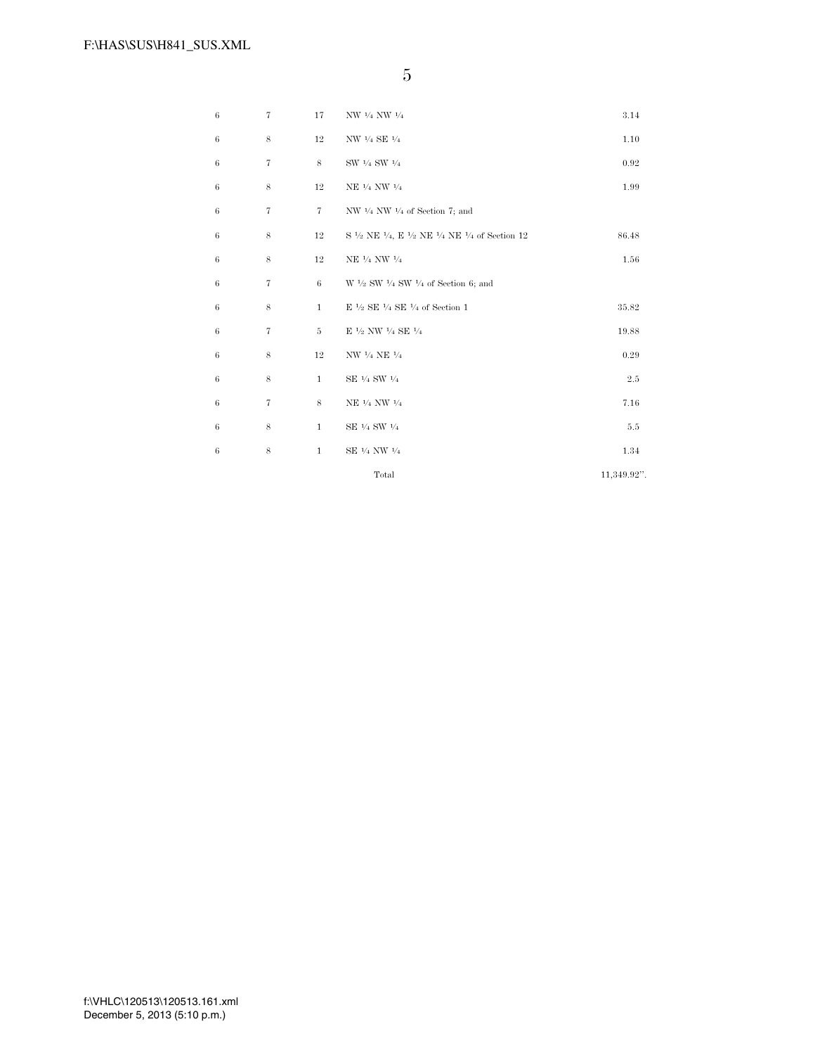| | | | | |
|---|---|---|---|---|
| 6 | 7 | 17 | NW ¼ NW ¼ | 3.14 |
| 6 | 8 | 12 | NW ¼ SE ¼ | 1.10 |
| 6 | 7 | 8 | SW ¼ SW ¼ | 0.92 |
| 6 | 8 | 12 | NE ¼ NW ¼ | 1.99 |
| 6 | 7 | 7 | NW ¼ NW ¼ of Section 7; and | |
| 6 | 8 | 12 | S ½ NE ¼, E ½ NE ¼ NE ¼ of Section 12 | 86.48 |
| 6 | 8 | 12 | NE ¼ NW ¼ | 1.56 |
| 6 | 7 | 6 | W ½ SW ¼ SW ¼ of Section 6; and | |
| 6 | 8 | 1 | E ½ SE ¼ SE ¼ of Section 1 | 35.82 |
| 6 | 7 | 5 | E ½ NW ¼ SE ¼ | 19.88 |
| 6 | 8 | 12 | NW ¼ NE ¼ | 0.29 |
| 6 | 8 | 1 | SE ¼ SW ¼ | 2.5 |
| 6 | 7 | 8 | NE ¼ NW ¼ | 7.16 |
| 6 | 8 | 1 | SE ¼ SW ¼ | 5.5 |
| 6 | 8 | 1 | SE ¼ NW ¼ | 1.34 |
| | | | Total | 11,349.92''. |